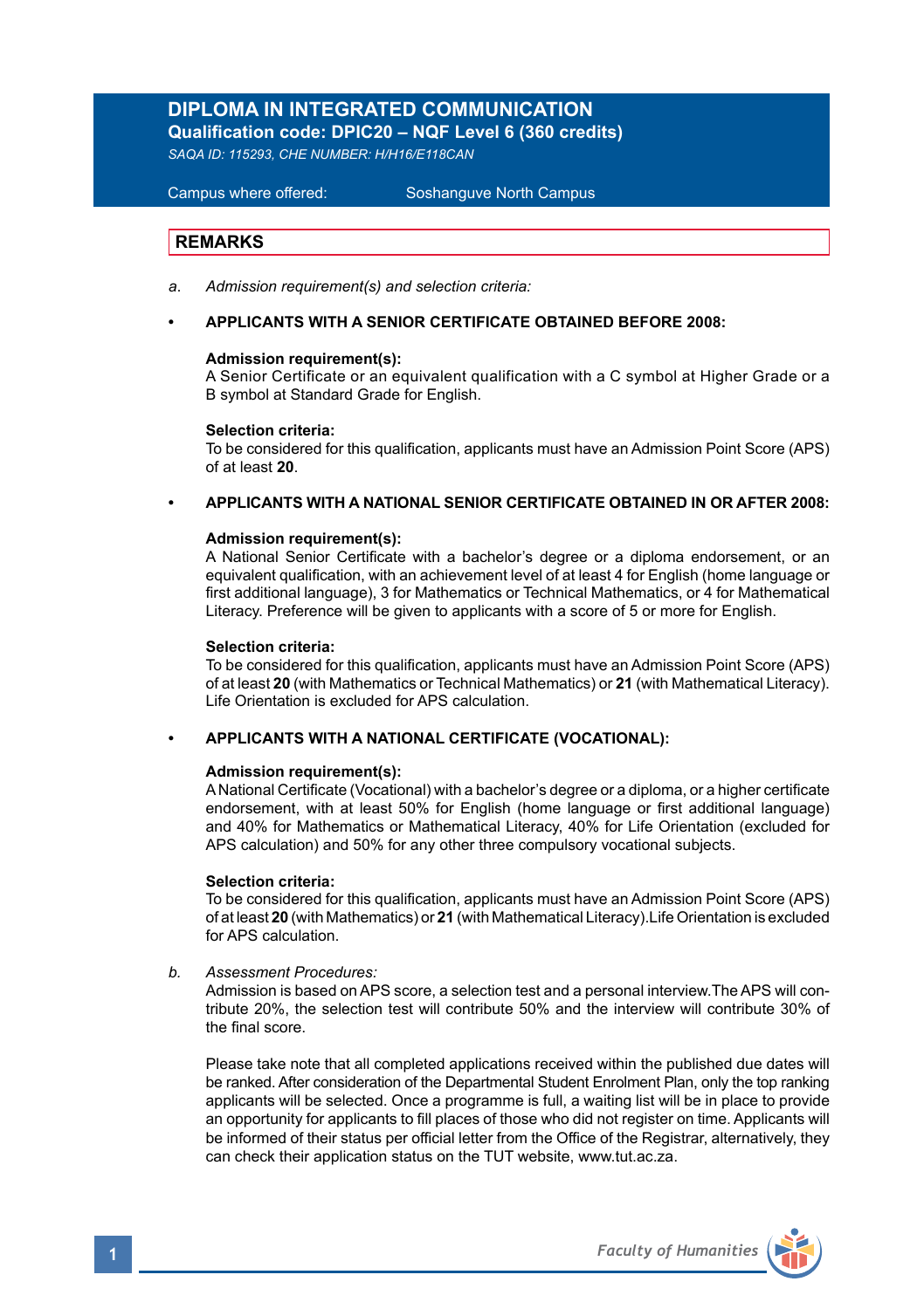# DIPLOMA IN INTEGRATED COMMUNICATION

**Qualification code: DPIC20 – NQF Level 6 (360 credits)**

*SAQA ID: 115293, CHE NUMBER: H/H16/E118CAN*

Campus where offered: Soshanguve North Campus

## REMARKS

a. *Admission requirement(s) and selection criteria:*

- **APPLICANTS WITH A SENIOR CERTIFICATE OBTAINED BEFORE 2008:**

  **Admission requirement(s):**
  A Senior Certificate or an equivalent qualification with a C symbol at Higher Grade or a B symbol at Standard Grade for English.

  **Selection criteria:**
  To be considered for this qualification, applicants must have an Admission Point Score (APS) of at least **20**.

- **APPLICANTS WITH A NATIONAL SENIOR CERTIFICATE OBTAINED IN OR AFTER 2008:**

  **Admission requirement(s):**
  A National Senior Certificate with a bachelor's degree or a diploma endorsement, or an equivalent qualification, with an achievement level of at least 4 for English (home language or first additional language), 3 for Mathematics or Technical Mathematics, or 4 for Mathematical Literacy. Preference will be given to applicants with a score of 5 or more for English.

  **Selection criteria:**
  To be considered for this qualification, applicants must have an Admission Point Score (APS) of at least **20** (with Mathematics or Technical Mathematics) or **21** (with Mathematical Literacy). Life Orientation is excluded for APS calculation.

- **APPLICANTS WITH A NATIONAL CERTIFICATE (VOCATIONAL):**

  **Admission requirement(s):**
  A National Certificate (Vocational) with a bachelor's degree or a diploma, or a higher certificate endorsement, with at least 50% for English (home language or first additional language) and 40% for Mathematics or Mathematical Literacy, 40% for Life Orientation (excluded for APS calculation) and 50% for any other three compulsory vocational subjects.

  **Selection criteria:**
  To be considered for this qualification, applicants must have an Admission Point Score (APS) of at least **20** (with Mathematics) or **21** (with Mathematical Literacy).Life Orientation is excluded for APS calculation.

b. *Assessment Procedures:*
Admission is based on APS score, a selection test and a personal interview.The APS will contribute 20%, the selection test will contribute 50% and the interview will contribute 30% of the final score.

Please take note that all completed applications received within the published due dates will be ranked. After consideration of the Departmental Student Enrolment Plan, only the top ranking applicants will be selected. Once a programme is full, a waiting list will be in place to provide an opportunity for applicants to fill places of those who did not register on time. Applicants will be informed of their status per official letter from the Office of the Registrar, alternatively, they can check their application status on the TUT website, www.tut.ac.za.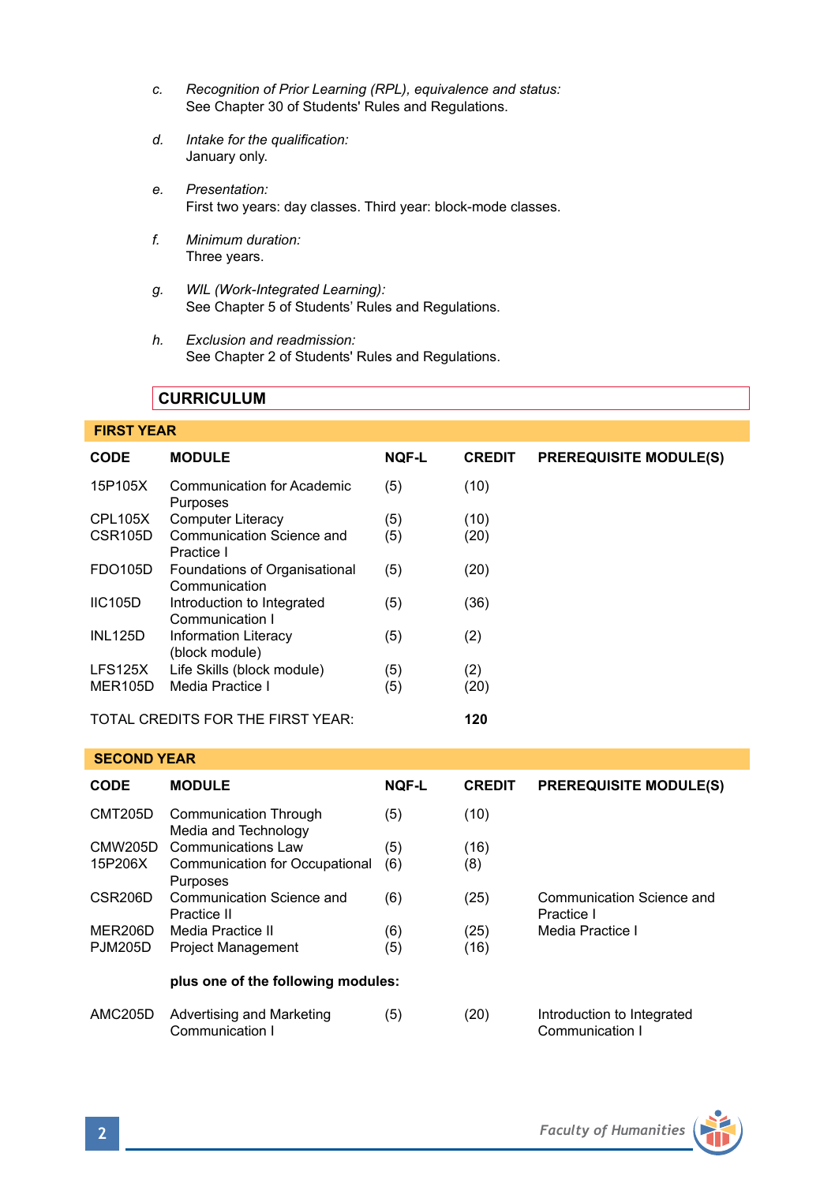c. *Recognition of Prior Learning (RPL), equivalence and status:*
   See Chapter 30 of Students' Rules and Regulations.

d. *Intake for the qualification:*
   January only.

e. *Presentation:*
   First two years: day classes. Third year: block-mode classes.

f. *Minimum duration:*
   Three years.

g. *WIL (Work-Integrated Learning):*
   See Chapter 5 of Students' Rules and Regulations.

h. *Exclusion and readmission:*
   See Chapter 2 of Students' Rules and Regulations.

## CURRICULUM

### FIRST YEAR

| CODE | MODULE | NQF-L | CREDIT | PREREQUISITE MODULE(S) |
|---|---|---|---|---|
| 15P105X | Communication for Academic Purposes | (5) | (10) | |
| CPL105X | Computer Literacy | (5) | (10) | |
| CSR105D | Communication Science and Practice I | (5) | (20) | |
| FDO105D | Foundations of Organisational Communication | (5) | (20) | |
| IIC105D | Introduction to Integrated Communication I | (5) | (36) | |
| INL125D | Information Literacy (block module) | (5) | (2) | |
| LFS125X | Life Skills (block module) | (5) | (2) | |
| MER105D | Media Practice I | (5) | (20) | |
| TOTAL CREDITS FOR THE FIRST YEAR: | | | **120** | |

### SECOND YEAR

| CODE | MODULE | NQF-L | CREDIT | PREREQUISITE MODULE(S) |
|---|---|---|---|---|
| CMT205D | Communication Through Media and Technology | (5) | (10) | |
| CMW205D | Communications Law | (5) | (16) | |
| 15P206X | Communication for Occupational Purposes | (6) | (8) | |
| CSR206D | Communication Science and Practice II | (6) | (25) | Communication Science and Practice I |
| MER206D | Media Practice II | (6) | (25) | Media Practice I |
| PJM205D | Project Management | (5) | (16) | |
| | **plus one of the following modules:** | | | |
| AMC205D | Advertising and Marketing Communication I | (5) | (20) | Introduction to Integrated Communication I |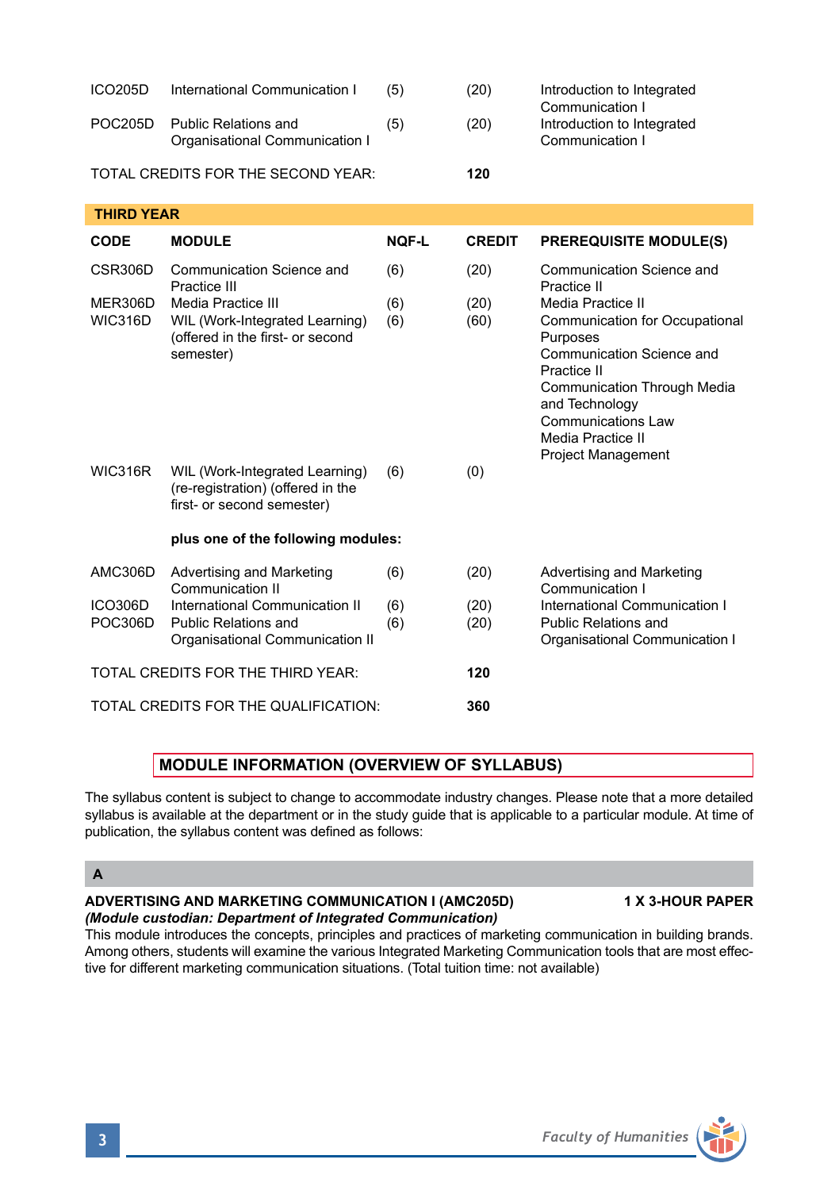| CODE | MODULE | NQF-L | CREDIT | PREREQUISITE MODULE(S) |
|---|---|---|---|---|
| ICO205D | International Communication I | (5) | (20) | Introduction to Integrated Communication I |
| POC205D | Public Relations and Organisational Communication I | (5) | (20) | Introduction to Integrated Communication I |
| | TOTAL CREDITS FOR THE SECOND YEAR: | | **120** | |

**THIRD YEAR**

| CODE | MODULE | NQF-L | CREDIT | PREREQUISITE MODULE(S) |
|---|---|---|---|---|
| CSR306D | Communication Science and Practice III | (6) | (20) | Communication Science and Practice II |
| MER306D | Media Practice III | (6) | (20) | Media Practice II |
| WIC316D | WIL (Work-Integrated Learning) (offered in the first- or second semester) | (6) | (60) | Communication for Occupational Purposes<br>Communication Science and Practice II<br>Communication Through Media and Technology<br>Communications Law<br>Media Practice II<br>Project Management |
| WIC316R | WIL (Work-Integrated Learning) (re-registration) (offered in the first- or second semester) | (6) | (0) | |
| | **plus one of the following modules:** | | | |
| AMC306D | Advertising and Marketing Communication II | (6) | (20) | Advertising and Marketing Communication I |
| ICO306D | International Communication II | (6) | (20) | International Communication I |
| POC306D | Public Relations and Organisational Communication II | (6) | (20) | Public Relations and Organisational Communication I |
| | TOTAL CREDITS FOR THE THIRD YEAR: | | **120** | |
| | TOTAL CREDITS FOR THE QUALIFICATION: | | **360** | |

## MODULE INFORMATION (OVERVIEW OF SYLLABUS)

The syllabus content is subject to change to accommodate industry changes. Please note that a more detailed syllabus is available at the department or in the study guide that is applicable to a particular module. At time of publication, the syllabus content was defined as follows:

### A

**ADVERTISING AND MARKETING COMMUNICATION I (AMC205D) — 1 X 3-HOUR PAPER**

***(Module custodian: Department of Integrated Communication)***

This module introduces the concepts, principles and practices of marketing communication in building brands. Among others, students will examine the various Integrated Marketing Communication tools that are most effective for different marketing communication situations. (Total tuition time: not available)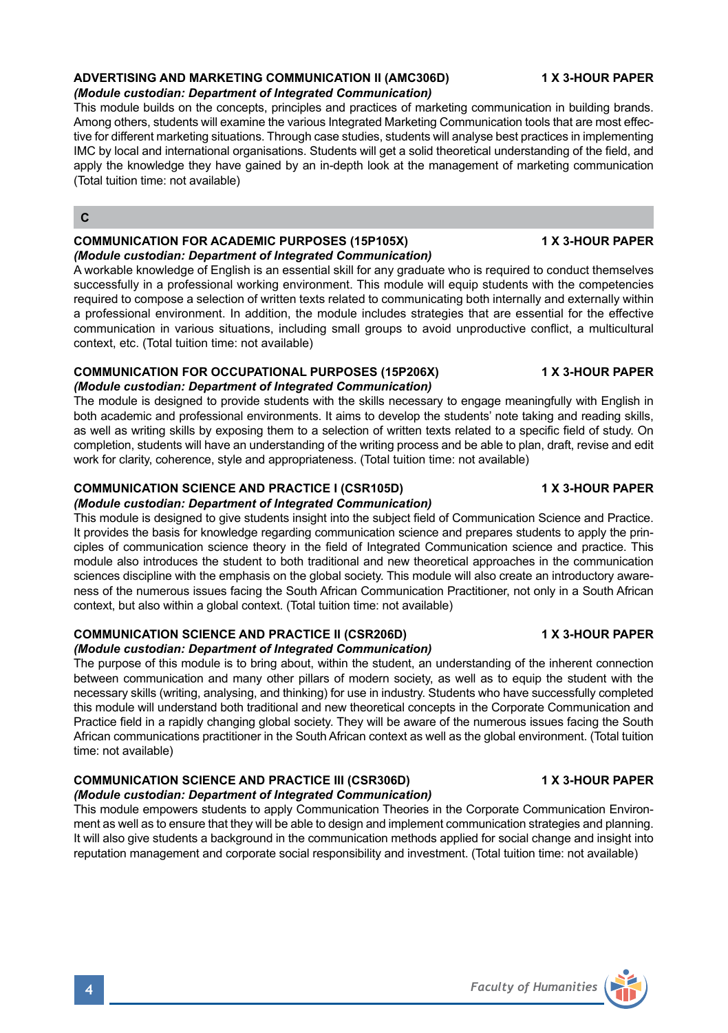### ADVERTISING AND MARKETING COMMUNICATION II (AMC306D) — 1 X 3-HOUR PAPER

***(Module custodian: Department of Integrated Communication)***

This module builds on the concepts, principles and practices of marketing communication in building brands. Among others, students will examine the various Integrated Marketing Communication tools that are most effective for different marketing situations. Through case studies, students will analyse best practices in implementing IMC by local and international organisations. Students will get a solid theoretical understanding of the field, and apply the knowledge they have gained by an in-depth look at the management of marketing communication (Total tuition time: not available)

## C

### COMMUNICATION FOR ACADEMIC PURPOSES (15P105X) — 1 X 3-HOUR PAPER

***(Module custodian: Department of Integrated Communication)***

A workable knowledge of English is an essential skill for any graduate who is required to conduct themselves successfully in a professional working environment. This module will equip students with the competencies required to compose a selection of written texts related to communicating both internally and externally within a professional environment. In addition, the module includes strategies that are essential for the effective communication in various situations, including small groups to avoid unproductive conflict, a multicultural context, etc. (Total tuition time: not available)

### COMMUNICATION FOR OCCUPATIONAL PURPOSES (15P206X) — 1 X 3-HOUR PAPER

***(Module custodian: Department of Integrated Communication)***

The module is designed to provide students with the skills necessary to engage meaningfully with English in both academic and professional environments. It aims to develop the students' note taking and reading skills, as well as writing skills by exposing them to a selection of written texts related to a specific field of study. On completion, students will have an understanding of the writing process and be able to plan, draft, revise and edit work for clarity, coherence, style and appropriateness. (Total tuition time: not available)

### COMMUNICATION SCIENCE AND PRACTICE I (CSR105D) — 1 X 3-HOUR PAPER

***(Module custodian: Department of Integrated Communication)***

This module is designed to give students insight into the subject field of Communication Science and Practice. It provides the basis for knowledge regarding communication science and prepares students to apply the principles of communication science theory in the field of Integrated Communication science and practice. This module also introduces the student to both traditional and new theoretical approaches in the communication sciences discipline with the emphasis on the global society. This module will also create an introductory awareness of the numerous issues facing the South African Communication Practitioner, not only in a South African context, but also within a global context. (Total tuition time: not available)

### COMMUNICATION SCIENCE AND PRACTICE II (CSR206D) — 1 X 3-HOUR PAPER

***(Module custodian: Department of Integrated Communication)***

The purpose of this module is to bring about, within the student, an understanding of the inherent connection between communication and many other pillars of modern society, as well as to equip the student with the necessary skills (writing, analysing, and thinking) for use in industry. Students who have successfully completed this module will understand both traditional and new theoretical concepts in the Corporate Communication and Practice field in a rapidly changing global society. They will be aware of the numerous issues facing the South African communications practitioner in the South African context as well as the global environment. (Total tuition time: not available)

### COMMUNICATION SCIENCE AND PRACTICE III (CSR306D) — 1 X 3-HOUR PAPER

***(Module custodian: Department of Integrated Communication)***

This module empowers students to apply Communication Theories in the Corporate Communication Environment as well as to ensure that they will be able to design and implement communication strategies and planning. It will also give students a background in the communication methods applied for social change and insight into reputation management and corporate social responsibility and investment. (Total tuition time: not available)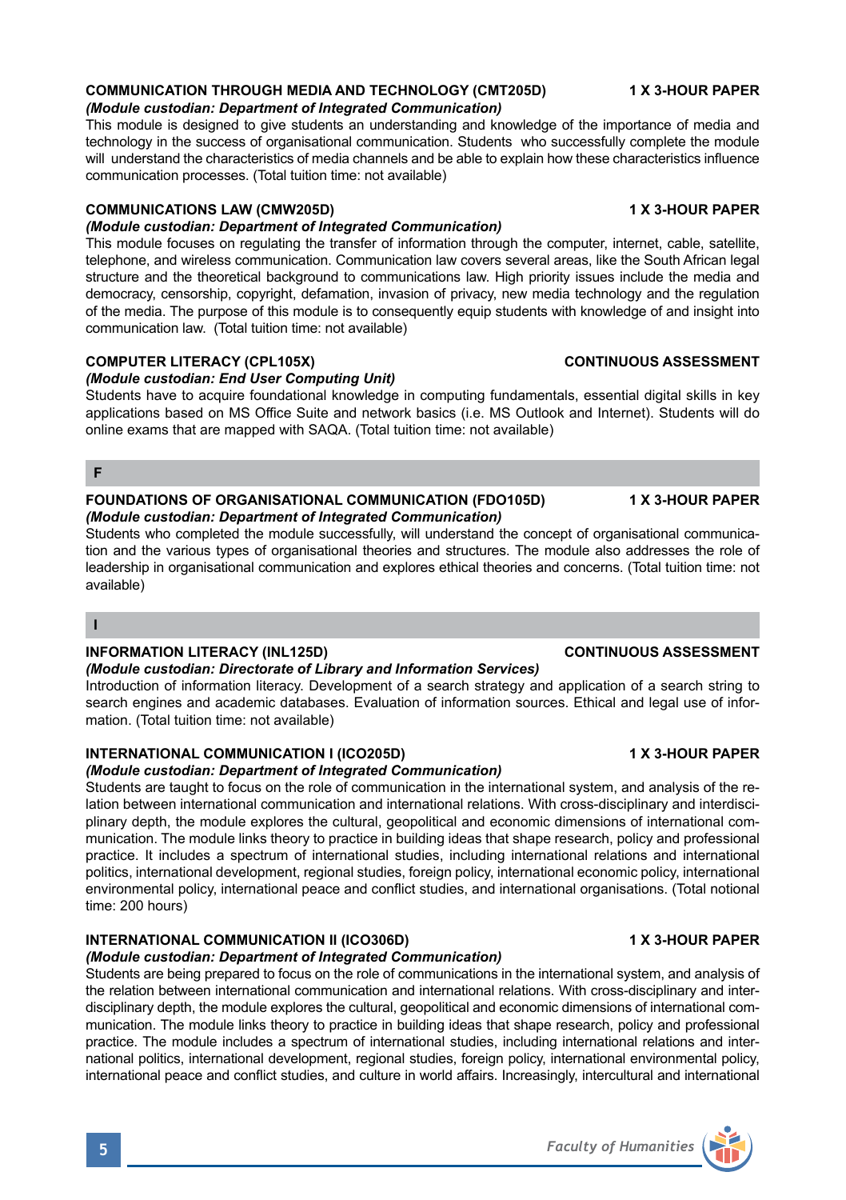### COMMUNICATION THROUGH MEDIA AND TECHNOLOGY (CMT205D) — 1 X 3-HOUR PAPER

*(Module custodian: Department of Integrated Communication)*

This module is designed to give students an understanding and knowledge of the importance of media and technology in the success of organisational communication. Students who successfully complete the module will understand the characteristics of media channels and be able to explain how these characteristics influence communication processes. (Total tuition time: not available)

### COMMUNICATIONS LAW (CMW205D) — 1 X 3-HOUR PAPER

*(Module custodian: Department of Integrated Communication)*

This module focuses on regulating the transfer of information through the computer, internet, cable, satellite, telephone, and wireless communication. Communication law covers several areas, like the South African legal structure and the theoretical background to communications law. High priority issues include the media and democracy, censorship, copyright, defamation, invasion of privacy, new media technology and the regulation of the media. The purpose of this module is to consequently equip students with knowledge of and insight into communication law. (Total tuition time: not available)

### COMPUTER LITERACY (CPL105X) — CONTINUOUS ASSESSMENT

*(Module custodian: End User Computing Unit)*

Students have to acquire foundational knowledge in computing fundamentals, essential digital skills in key applications based on MS Office Suite and network basics (i.e. MS Outlook and Internet). Students will do online exams that are mapped with SAQA. (Total tuition time: not available)

## F

### FOUNDATIONS OF ORGANISATIONAL COMMUNICATION (FDO105D) — 1 X 3-HOUR PAPER

*(Module custodian: Department of Integrated Communication)*

Students who completed the module successfully, will understand the concept of organisational communication and the various types of organisational theories and structures. The module also addresses the role of leadership in organisational communication and explores ethical theories and concerns. (Total tuition time: not available)

## I

### INFORMATION LITERACY (INL125D) — CONTINUOUS ASSESSMENT

*(Module custodian: Directorate of Library and Information Services)*

Introduction of information literacy. Development of a search strategy and application of a search string to search engines and academic databases. Evaluation of information sources. Ethical and legal use of information. (Total tuition time: not available)

### INTERNATIONAL COMMUNICATION I (ICO205D) — 1 X 3-HOUR PAPER

*(Module custodian: Department of Integrated Communication)*

Students are taught to focus on the role of communication in the international system, and analysis of the relation between international communication and international relations. With cross-disciplinary and interdisciplinary depth, the module explores the cultural, geopolitical and economic dimensions of international communication. The module links theory to practice in building ideas that shape research, policy and professional practice. It includes a spectrum of international studies, including international relations and international politics, international development, regional studies, foreign policy, international economic policy, international environmental policy, international peace and conflict studies, and international organisations. (Total notional time: 200 hours)

### INTERNATIONAL COMMUNICATION II (ICO306D) — 1 X 3-HOUR PAPER

*(Module custodian: Department of Integrated Communication)*

Students are being prepared to focus on the role of communications in the international system, and analysis of the relation between international communication and international relations. With cross-disciplinary and interdisciplinary depth, the module explores the cultural, geopolitical and economic dimensions of international communication. The module links theory to practice in building ideas that shape research, policy and professional practice. The module includes a spectrum of international studies, including international relations and international politics, international development, regional studies, foreign policy, international environmental policy, international peace and conflict studies, and culture in world affairs. Increasingly, intercultural and international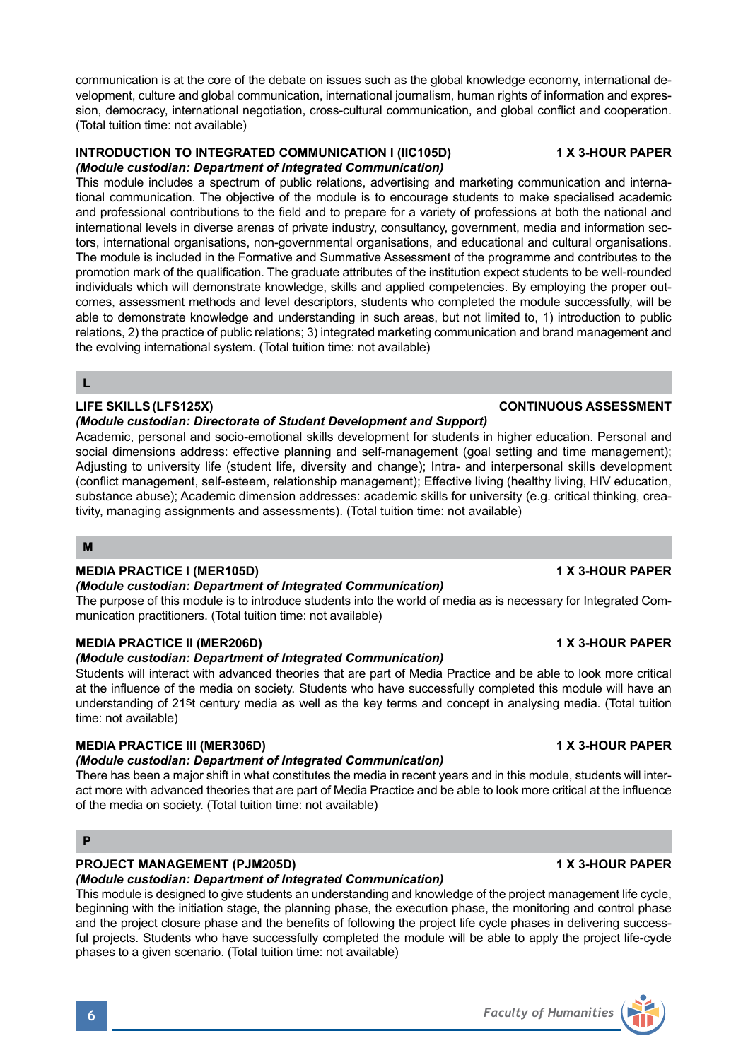communication is at the core of the debate on issues such as the global knowledge economy, international development, culture and global communication, international journalism, human rights of information and expression, democracy, international negotiation, cross-cultural communication, and global conflict and cooperation. (Total tuition time: not available)

**INTRODUCTION TO INTEGRATED COMMUNICATION I (IIC105D)** **1 X 3-HOUR PAPER**
***(Module custodian: Department of Integrated Communication)***
This module includes a spectrum of public relations, advertising and marketing communication and international communication. The objective of the module is to encourage students to make specialised academic and professional contributions to the field and to prepare for a variety of professions at both the national and international levels in diverse arenas of private industry, consultancy, government, media and information sectors, international organisations, non-governmental organisations, and educational and cultural organisations. The module is included in the Formative and Summative Assessment of the programme and contributes to the promotion mark of the qualification. The graduate attributes of the institution expect students to be well-rounded individuals which will demonstrate knowledge, skills and applied competencies. By employing the proper outcomes, assessment methods and level descriptors, students who completed the module successfully, will be able to demonstrate knowledge and understanding in such areas, but not limited to, 1) introduction to public relations, 2) the practice of public relations; 3) integrated marketing communication and brand management and the evolving international system. (Total tuition time: not available)

## L

**LIFE SKILLS (LFS125X)** **CONTINUOUS ASSESSMENT**
***(Module custodian: Directorate of Student Development and Support)***
Academic, personal and socio-emotional skills development for students in higher education. Personal and social dimensions address: effective planning and self-management (goal setting and time management); Adjusting to university life (student life, diversity and change); Intra- and interpersonal skills development (conflict management, self-esteem, relationship management); Effective living (healthy living, HIV education, substance abuse); Academic dimension addresses: academic skills for university (e.g. critical thinking, creativity, managing assignments and assessments). (Total tuition time: not available)

## M

**MEDIA PRACTICE I (MER105D)** **1 X 3-HOUR PAPER**
***(Module custodian: Department of Integrated Communication)***
The purpose of this module is to introduce students into the world of media as is necessary for Integrated Communication practitioners. (Total tuition time: not available)

**MEDIA PRACTICE II (MER206D)** **1 X 3-HOUR PAPER**
***(Module custodian: Department of Integrated Communication)***
Students will interact with advanced theories that are part of Media Practice and be able to look more critical at the influence of the media on society. Students who have successfully completed this module will have an understanding of 21st century media as well as the key terms and concept in analysing media. (Total tuition time: not available)

**MEDIA PRACTICE III (MER306D)** **1 X 3-HOUR PAPER**
***(Module custodian: Department of Integrated Communication)***
There has been a major shift in what constitutes the media in recent years and in this module, students will interact more with advanced theories that are part of Media Practice and be able to look more critical at the influence of the media on society. (Total tuition time: not available)

## P

**PROJECT MANAGEMENT (PJM205D)** **1 X 3-HOUR PAPER**
***(Module custodian: Department of Integrated Communication)***
This module is designed to give students an understanding and knowledge of the project management life cycle, beginning with the initiation stage, the planning phase, the execution phase, the monitoring and control phase and the project closure phase and the benefits of following the project life cycle phases in delivering successful projects. Students who have successfully completed the module will be able to apply the project life-cycle phases to a given scenario. (Total tuition time: not available)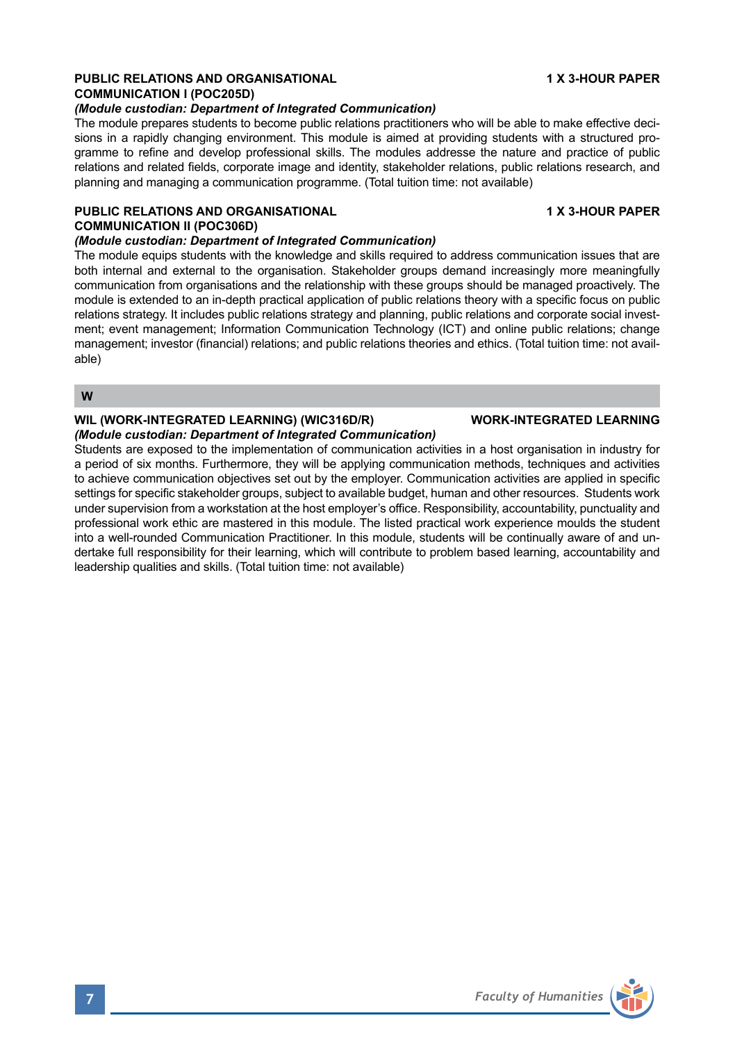**PUBLIC RELATIONS AND ORGANISATIONAL COMMUNICATION I (POC205D)** **1 X 3-HOUR PAPER**

***(Module custodian: Department of Integrated Communication)***

The module prepares students to become public relations practitioners who will be able to make effective decisions in a rapidly changing environment. This module is aimed at providing students with a structured programme to refine and develop professional skills. The modules addresse the nature and practice of public relations and related fields, corporate image and identity, stakeholder relations, public relations research, and planning and managing a communication programme. (Total tuition time: not available)

**PUBLIC RELATIONS AND ORGANISATIONAL COMMUNICATION II (POC306D)** **1 X 3-HOUR PAPER**

***(Module custodian: Department of Integrated Communication)***

The module equips students with the knowledge and skills required to address communication issues that are both internal and external to the organisation. Stakeholder groups demand increasingly more meaningfully communication from organisations and the relationship with these groups should be managed proactively. The module is extended to an in-depth practical application of public relations theory with a specific focus on public relations strategy. It includes public relations strategy and planning, public relations and corporate social investment; event management; Information Communication Technology (ICT) and online public relations; change management; investor (financial) relations; and public relations theories and ethics. (Total tuition time: not available)

## W

**WIL (WORK-INTEGRATED LEARNING) (WIC316D/R)** **WORK-INTEGRATED LEARNING**

***(Module custodian: Department of Integrated Communication)***

Students are exposed to the implementation of communication activities in a host organisation in industry for a period of six months. Furthermore, they will be applying communication methods, techniques and activities to achieve communication objectives set out by the employer. Communication activities are applied in specific settings for specific stakeholder groups, subject to available budget, human and other resources. Students work under supervision from a workstation at the host employer's office. Responsibility, accountability, punctuality and professional work ethic are mastered in this module. The listed practical work experience moulds the student into a well-rounded Communication Practitioner. In this module, students will be continually aware of and undertake full responsibility for their learning, which will contribute to problem based learning, accountability and leadership qualities and skills. (Total tuition time: not available)